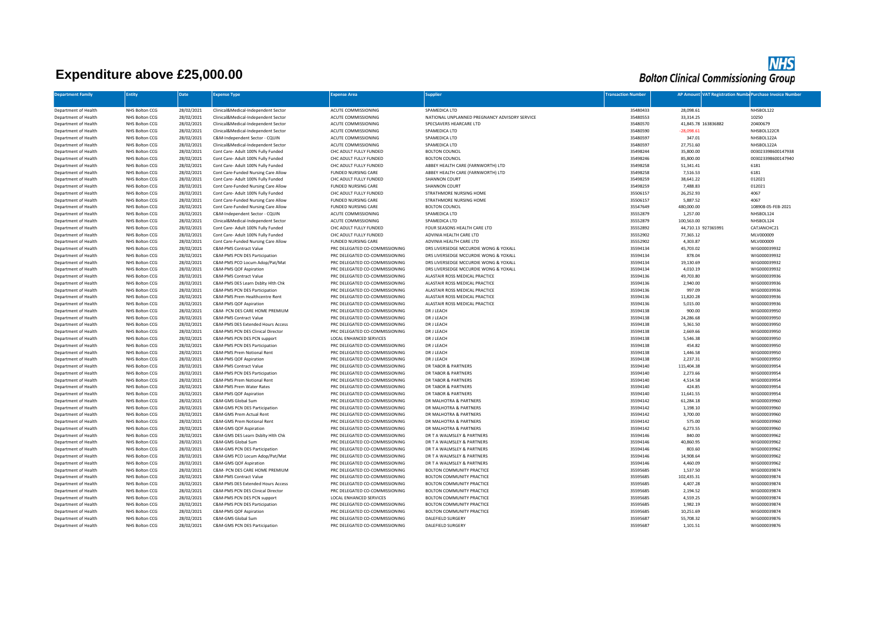# Expenditure above £25,000.00

Bolton Clinical Commissioning Group

| Department Family | Entity | Date | Expense Type | Expense Area | Supplier | Transaction Number | AP Amount | VAT Registration Number | Purchase Invoice Number |
|---|---|---|---|---|---|---|---|---|---|
| Department of Health | NHS Bolton CCG | 28/02/2021 | Clinical&Medical-Independent Sector | ACUTE COMMISSIONING | SPAMEDICA LTD | 35480433 | 28,098.61 | | NHSBOL122 |
| Department of Health | NHS Bolton CCG | 28/02/2021 | Clinical&Medical-Independent Sector | ACUTE COMMISSIONING | NATIONAL UNPLANNED PREGNANCY ADVISORY SERVICE | 35480553 | 33,314.25 | | 10250 |
| Department of Health | NHS Bolton CCG | 28/02/2021 | Clinical&Medical-Independent Sector | ACUTE COMMISSIONING | SPECSAVERS HEARCARE LTD | 35480570 | 41,845.78 | 163836882 | 20400679 |
| Department of Health | NHS Bolton CCG | 28/02/2021 | Clinical&Medical-Independent Sector | ACUTE COMMISSIONING | SPAMEDICA LTD | 35480590 | -28,098.61 | | NHSBOL122CR |
| Department of Health | NHS Bolton CCG | 28/02/2021 | C&M-Independent Sector - CQUIN | ACUTE COMMISSIONING | SPAMEDICA LTD | 35480597 | 347.01 | | NHSBOL122A |
| Department of Health | NHS Bolton CCG | 28/02/2021 | Clinical&Medical-Independent Sector | ACUTE COMMISSIONING | SPAMEDICA LTD | 35480597 | 27,751.60 | | NHSBOL122A |
| Department of Health | NHS Bolton CCG | 28/02/2021 | Cont Care- Adult 100% Fully Funded | CHC ADULT FULLY FUNDED | BOLTON COUNCIL | 35498244 | 35,800.00 | | 003023398600147938 |
| Department of Health | NHS Bolton CCG | 28/02/2021 | Cont Care- Adult 100% Fully Funded | CHC ADULT FULLY FUNDED | BOLTON COUNCIL | 35498246 | 85,800.00 | | 003023398600147940 |
| Department of Health | NHS Bolton CCG | 28/02/2021 | Cont Care- Adult 100% Fully Funded | CHC ADULT FULLY FUNDED | ABBEY HEALTH CARE (FARNWORTH) LTD | 35498258 | 51,341.41 | | 6181 |
| Department of Health | NHS Bolton CCG | 28/02/2021 | Cont Care-Funded Nursing Care Allow | FUNDED NURSING CARE | ABBEY HEALTH CARE (FARNWORTH) LTD | 35498258 | 7,516.53 | | 6181 |
| Department of Health | NHS Bolton CCG | 28/02/2021 | Cont Care- Adult 100% Fully Funded | CHC ADULT FULLY FUNDED | SHANNON COURT | 35498259 | 38,641.22 | | 012021 |
| Department of Health | NHS Bolton CCG | 28/02/2021 | Cont Care-Funded Nursing Care Allow | FUNDED NURSING CARE | SHANNON COURT | 35498259 | 7,488.83 | | 012021 |
| Department of Health | NHS Bolton CCG | 28/02/2021 | Cont Care- Adult 100% Fully Funded | CHC ADULT FULLY FUNDED | STRATHMORE NURSING HOME | 35506157 | 26,252.93 | | 4067 |
| Department of Health | NHS Bolton CCG | 28/02/2021 | Cont Care-Funded Nursing Care Allow | FUNDED NURSING CARE | STRATHMORE NURSING HOME | 35506157 | 5,887.52 | | 4067 |
| Department of Health | NHS Bolton CCG | 28/02/2021 | Cont Care-Funded Nursing Care Allow | FUNDED NURSING CARE | BOLTON COUNCIL | 35547649 | 480,000.00 | | 108908-05-FEB-2021 |
| Department of Health | NHS Bolton CCG | 28/02/2021 | C&M-Independent Sector - CQUIN | ACUTE COMMISSIONING | SPAMEDICA LTD | 35552879 | 1,257.00 | | NHSBOL124 |
| Department of Health | NHS Bolton CCG | 28/02/2021 | Clinical&Medical-Independent Sector | ACUTE COMMISSIONING | SPAMEDICA LTD | 35552879 | 100,563.00 | | NHSBOL124 |
| Department of Health | NHS Bolton CCG | 28/02/2021 | Cont Care- Adult 100% Fully Funded | CHC ADULT FULLY FUNDED | FOUR SEASONS HEALTH CARE LTD | 35552892 | 44,710.13 | 927365991 | CATJANCHC21 |
| Department of Health | NHS Bolton CCG | 28/02/2021 | Cont Care- Adult 100% Fully Funded | CHC ADULT FULLY FUNDED | ADVINIA HEALTH CARE LTD | 35552902 | 77,365.12 | | MLV000009 |
| Department of Health | NHS Bolton CCG | 28/02/2021 | Cont Care-Funded Nursing Care Allow | FUNDED NURSING CARE | ADVINIA HEALTH CARE LTD | 35552902 | 4,303.87 | | MLV000009 |
| Department of Health | NHS Bolton CCG | 28/02/2021 | C&M-PMS Contract Value | PRC DELEGATED CO-COMMISSIONING | DRS LIVERSEDGE MCCURDIE WONG & YOXALL | 35594134 | 45,703.02 | | WIG000039932 |
| Department of Health | NHS Bolton CCG | 28/02/2021 | C&M-PMS PCN DES Participation | PRC DELEGATED CO-COMMISSIONING | DRS LIVERSEDGE MCCURDIE WONG & YOXALL | 35594134 | 878.04 | | WIG000039932 |
| Department of Health | NHS Bolton CCG | 28/02/2021 | C&M-PMS PCO Locum Adop/Pat/Mat | PRC DELEGATED CO-COMMISSIONING | DRS LIVERSEDGE MCCURDIE WONG & YOXALL | 35594134 | 19,130.69 | | WIG000039932 |
| Department of Health | NHS Bolton CCG | 28/02/2021 | C&M-PMS QOF Aspiration | PRC DELEGATED CO-COMMISSIONING | DRS LIVERSEDGE MCCURDIE WONG & YOXALL | 35594134 | 4,010.19 | | WIG000039932 |
| Department of Health | NHS Bolton CCG | 28/02/2021 | C&M-PMS Contract Value | PRC DELEGATED CO-COMMISSIONING | ALASTAIR ROSS MEDICAL PRACTICE | 35594136 | 49,703.80 | | WIG000039936 |
| Department of Health | NHS Bolton CCG | 28/02/2021 | C&M-PMS DES Learn Dsblty Hlth Chk | PRC DELEGATED CO-COMMISSIONING | ALASTAIR ROSS MEDICAL PRACTICE | 35594136 | 2,940.00 | | WIG000039936 |
| Department of Health | NHS Bolton CCG | 28/02/2021 | C&M-PMS PCN DES Participation | PRC DELEGATED CO-COMMISSIONING | ALASTAIR ROSS MEDICAL PRACTICE | 35594136 | 997.09 | | WIG000039936 |
| Department of Health | NHS Bolton CCG | 28/02/2021 | C&M-PMS Prem Healthcentre Rent | PRC DELEGATED CO-COMMISSIONING | ALASTAIR ROSS MEDICAL PRACTICE | 35594136 | 11,820.28 | | WIG000039936 |
| Department of Health | NHS Bolton CCG | 28/02/2021 | C&M-PMS QOF Aspiration | PRC DELEGATED CO-COMMISSIONING | ALASTAIR ROSS MEDICAL PRACTICE | 35594136 | 5,015.00 | | WIG000039936 |
| Department of Health | NHS Bolton CCG | 28/02/2021 | C&M- PCN DES CARE HOME PREMIUM | PRC DELEGATED CO-COMMISSIONING | DR J LEACH | 35594138 | 900.00 | | WIG000039950 |
| Department of Health | NHS Bolton CCG | 28/02/2021 | C&M-PMS Contract Value | PRC DELEGATED CO-COMMISSIONING | DR J LEACH | 35594138 | 24,286.68 | | WIG000039950 |
| Department of Health | NHS Bolton CCG | 28/02/2021 | C&M-PMS DES Extended Hours Access | PRC DELEGATED CO-COMMISSIONING | DR J LEACH | 35594138 | 5,361.50 | | WIG000039950 |
| Department of Health | NHS Bolton CCG | 28/02/2021 | C&M-PMS PCN DES Clinical Director | PRC DELEGATED CO-COMMISSIONING | DR J LEACH | 35594138 | 2,669.66 | | WIG000039950 |
| Department of Health | NHS Bolton CCG | 28/02/2021 | C&M-PMS PCN DES PCN support | LOCAL ENHANCED SERVICES | DR J LEACH | 35594138 | 5,546.38 | | WIG000039950 |
| Department of Health | NHS Bolton CCG | 28/02/2021 | C&M-PMS PCN DES Participation | PRC DELEGATED CO-COMMISSIONING | DR J LEACH | 35594138 | 454.82 | | WIG000039950 |
| Department of Health | NHS Bolton CCG | 28/02/2021 | C&M-PMS Prem Notional Rent | PRC DELEGATED CO-COMMISSIONING | DR J LEACH | 35594138 | 1,446.58 | | WIG000039950 |
| Department of Health | NHS Bolton CCG | 28/02/2021 | C&M-PMS QOF Aspiration | PRC DELEGATED CO-COMMISSIONING | DR J LEACH | 35594138 | 2,237.31 | | WIG000039950 |
| Department of Health | NHS Bolton CCG | 28/02/2021 | C&M-PMS Contract Value | PRC DELEGATED CO-COMMISSIONING | DR TABOR & PARTNERS | 35594140 | 115,404.38 | | WIG000039954 |
| Department of Health | NHS Bolton CCG | 28/02/2021 | C&M-PMS PCN DES Participation | PRC DELEGATED CO-COMMISSIONING | DR TABOR & PARTNERS | 35594140 | 2,273.66 | | WIG000039954 |
| Department of Health | NHS Bolton CCG | 28/02/2021 | C&M-PMS Prem Notional Rent | PRC DELEGATED CO-COMMISSIONING | DR TABOR & PARTNERS | 35594140 | 4,514.58 | | WIG000039954 |
| Department of Health | NHS Bolton CCG | 28/02/2021 | C&M-PMS Prem Water Rates | PRC DELEGATED CO-COMMISSIONING | DR TABOR & PARTNERS | 35594140 | 424.85 | | WIG000039954 |
| Department of Health | NHS Bolton CCG | 28/02/2021 | C&M-PMS QOF Aspiration | PRC DELEGATED CO-COMMISSIONING | DR TABOR & PARTNERS | 35594140 | 11,641.55 | | WIG000039954 |
| Department of Health | NHS Bolton CCG | 28/02/2021 | C&M-GMS Global Sum | PRC DELEGATED CO-COMMISSIONING | DR MALHOTRA & PARTNERS | 35594142 | 61,284.18 | | WIG000039960 |
| Department of Health | NHS Bolton CCG | 28/02/2021 | C&M-GMS PCN DES Participation | PRC DELEGATED CO-COMMISSIONING | DR MALHOTRA & PARTNERS | 35594142 | 1,198.10 | | WIG000039960 |
| Department of Health | NHS Bolton CCG | 28/02/2021 | C&M-GMS Prem Actual Rent | PRC DELEGATED CO-COMMISSIONING | DR MALHOTRA & PARTNERS | 35594142 | 3,700.00 | | WIG000039960 |
| Department of Health | NHS Bolton CCG | 28/02/2021 | C&M-GMS Prem Notional Rent | PRC DELEGATED CO-COMMISSIONING | DR MALHOTRA & PARTNERS | 35594142 | 575.00 | | WIG000039960 |
| Department of Health | NHS Bolton CCG | 28/02/2021 | C&M-GMS QOF Aspiration | PRC DELEGATED CO-COMMISSIONING | DR MALHOTRA & PARTNERS | 35594142 | 6,273.55 | | WIG000039960 |
| Department of Health | NHS Bolton CCG | 28/02/2021 | C&M-GMS DES Learn Dsblty Hlth Chk | PRC DELEGATED CO-COMMISSIONING | DR T A WALMSLEY & PARTNERS | 35594146 | 840.00 | | WIG000039962 |
| Department of Health | NHS Bolton CCG | 28/02/2021 | C&M-GMS Global Sum | PRC DELEGATED CO-COMMISSIONING | DR T A WALMSLEY & PARTNERS | 35594146 | 40,860.95 | | WIG000039962 |
| Department of Health | NHS Bolton CCG | 28/02/2021 | C&M-GMS PCN DES Participation | PRC DELEGATED CO-COMMISSIONING | DR T A WALMSLEY & PARTNERS | 35594146 | 803.60 | | WIG000039962 |
| Department of Health | NHS Bolton CCG | 28/02/2021 | C&M-GMS PCO Locum Adop/Pat/Mat | PRC DELEGATED CO-COMMISSIONING | DR T A WALMSLEY & PARTNERS | 35594146 | 14,908.64 | | WIG000039962 |
| Department of Health | NHS Bolton CCG | 28/02/2021 | C&M-GMS QOF Aspiration | PRC DELEGATED CO-COMMISSIONING | DR T A WALMSLEY & PARTNERS | 35594146 | 4,460.09 | | WIG000039962 |
| Department of Health | NHS Bolton CCG | 28/02/2021 | C&M- PCN DES CARE HOME PREMIUM | PRC DELEGATED CO-COMMISSIONING | BOLTON COMMUNITY PRACTICE | 35595685 | 1,537.50 | | WIG000039874 |
| Department of Health | NHS Bolton CCG | 28/02/2021 | C&M-PMS Contract Value | PRC DELEGATED CO-COMMISSIONING | BOLTON COMMUNITY PRACTICE | 35595685 | 102,435.31 | | WIG000039874 |
| Department of Health | NHS Bolton CCG | 28/02/2021 | C&M-PMS DES Extended Hours Access | PRC DELEGATED CO-COMMISSIONING | BOLTON COMMUNITY PRACTICE | 35595685 | 4,407.28 | | WIG000039874 |
| Department of Health | NHS Bolton CCG | 28/02/2021 | C&M-PMS PCN DES Clinical Director | PRC DELEGATED CO-COMMISSIONING | BOLTON COMMUNITY PRACTICE | 35595685 | 2,194.52 | | WIG000039874 |
| Department of Health | NHS Bolton CCG | 28/02/2021 | C&M-PMS PCN DES PCN support | LOCAL ENHANCED SERVICES | BOLTON COMMUNITY PRACTICE | 35595685 | 4,559.25 | | WIG000039874 |
| Department of Health | NHS Bolton CCG | 28/02/2021 | C&M-PMS PCN DES Participation | PRC DELEGATED CO-COMMISSIONING | BOLTON COMMUNITY PRACTICE | 35595685 | 1,982.19 | | WIG000039874 |
| Department of Health | NHS Bolton CCG | 28/02/2021 | C&M-PMS QOF Aspiration | PRC DELEGATED CO-COMMISSIONING | BOLTON COMMUNITY PRACTICE | 35595685 | 10,251.69 | | WIG000039874 |
| Department of Health | NHS Bolton CCG | 28/02/2021 | C&M-GMS Global Sum | PRC DELEGATED CO-COMMISSIONING | DALEFIELD SURGERY | 35595687 | 55,708.32 | | WIG000039876 |
| Department of Health | NHS Bolton CCG | 28/02/2021 | C&M-GMS PCN DES Participation | PRC DELEGATED CO-COMMISSIONING | DALEFIELD SURGERY | 35595687 | 1,101.51 | | WIG000039876 |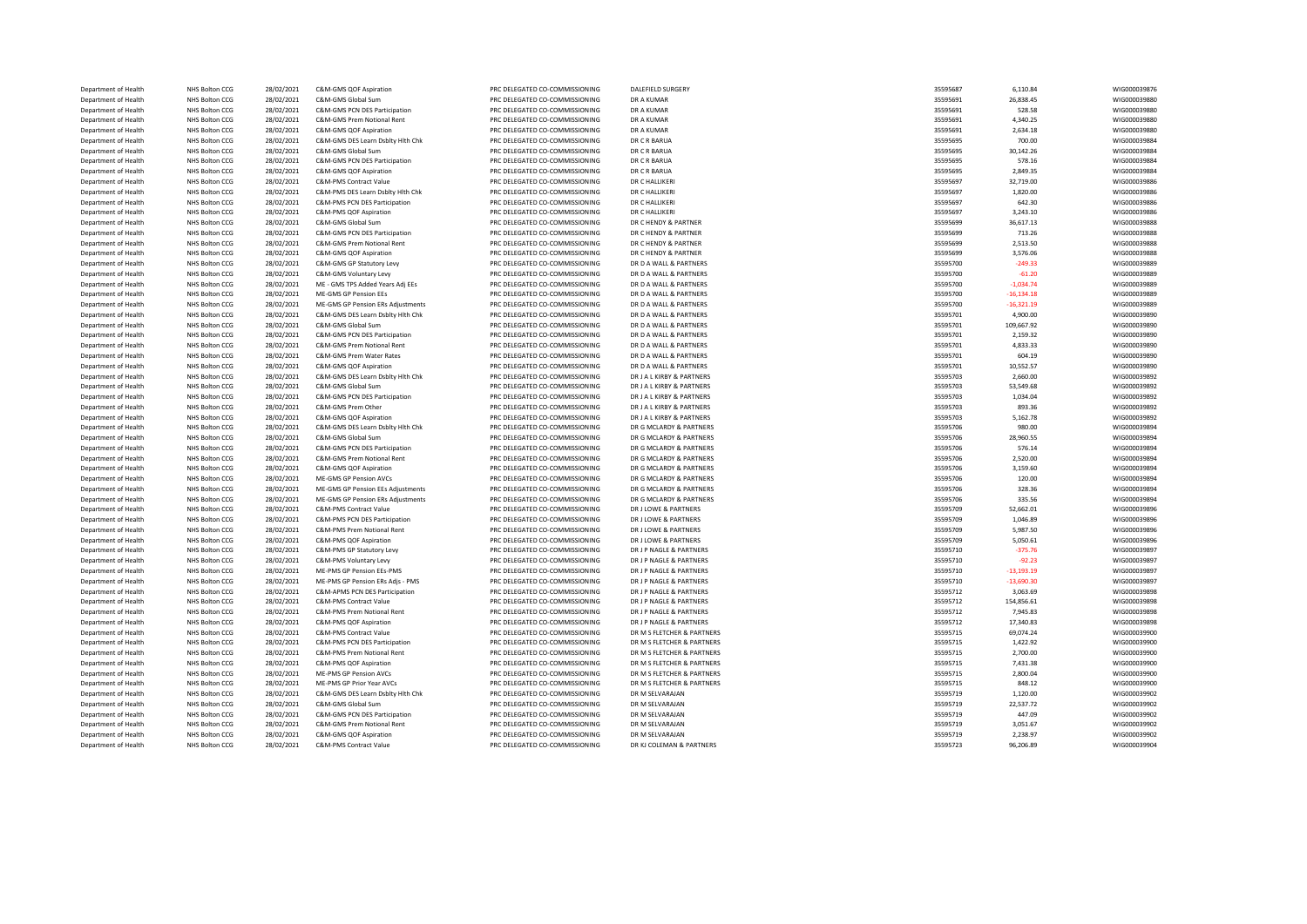| | | | | | | | | |
|---|---|---|---|---|---|---|---|---|
| Department of Health | NHS Bolton CCG | 28/02/2021 | C&M-GMS QOF Aspiration | PRC DELEGATED CO-COMMISSIONING | DALEFIELD SURGERY | 35595687 | 6,110.84 | WIG000039876 |
| Department of Health | NHS Bolton CCG | 28/02/2021 | C&M-GMS Global Sum | PRC DELEGATED CO-COMMISSIONING | DR A KUMAR | 35595691 | 26,838.45 | WIG000039880 |
| Department of Health | NHS Bolton CCG | 28/02/2021 | C&M-GMS PCN DES Participation | PRC DELEGATED CO-COMMISSIONING | DR A KUMAR | 35595691 | 528.58 | WIG000039880 |
| Department of Health | NHS Bolton CCG | 28/02/2021 | C&M-GMS Prem Notional Rent | PRC DELEGATED CO-COMMISSIONING | DR A KUMAR | 35595691 | 4,340.25 | WIG000039880 |
| Department of Health | NHS Bolton CCG | 28/02/2021 | C&M-GMS QOF Aspiration | PRC DELEGATED CO-COMMISSIONING | DR A KUMAR | 35595691 | 2,634.18 | WIG000039880 |
| Department of Health | NHS Bolton CCG | 28/02/2021 | C&M-GMS DES Learn Dsblty Hlth Chk | PRC DELEGATED CO-COMMISSIONING | DR C R BARUA | 35595695 | 700.00 | WIG000039884 |
| Department of Health | NHS Bolton CCG | 28/02/2021 | C&M-GMS Global Sum | PRC DELEGATED CO-COMMISSIONING | DR C R BARUA | 35595695 | 30,142.26 | WIG000039884 |
| Department of Health | NHS Bolton CCG | 28/02/2021 | C&M-GMS PCN DES Participation | PRC DELEGATED CO-COMMISSIONING | DR C R BARUA | 35595695 | 578.16 | WIG000039884 |
| Department of Health | NHS Bolton CCG | 28/02/2021 | C&M-GMS QOF Aspiration | PRC DELEGATED CO-COMMISSIONING | DR C R BARUA | 35595695 | 2,849.35 | WIG000039884 |
| Department of Health | NHS Bolton CCG | 28/02/2021 | C&M-PMS Contract Value | PRC DELEGATED CO-COMMISSIONING | DR C HALLIKERI | 35595697 | 32,719.00 | WIG000039886 |
| Department of Health | NHS Bolton CCG | 28/02/2021 | C&M-PMS DES Learn Dsblty Hlth Chk | PRC DELEGATED CO-COMMISSIONING | DR C HALLIKERI | 35595697 | 1,820.00 | WIG000039886 |
| Department of Health | NHS Bolton CCG | 28/02/2021 | C&M-PMS PCN DES Participation | PRC DELEGATED CO-COMMISSIONING | DR C HALLIKERI | 35595697 | 642.30 | WIG000039886 |
| Department of Health | NHS Bolton CCG | 28/02/2021 | C&M-PMS QOF Aspiration | PRC DELEGATED CO-COMMISSIONING | DR C HALLIKERI | 35595697 | 3,243.10 | WIG000039886 |
| Department of Health | NHS Bolton CCG | 28/02/2021 | C&M-GMS Global Sum | PRC DELEGATED CO-COMMISSIONING | DR C HENDY & PARTNER | 35595699 | 36,617.13 | WIG000039888 |
| Department of Health | NHS Bolton CCG | 28/02/2021 | C&M-GMS PCN DES Participation | PRC DELEGATED CO-COMMISSIONING | DR C HENDY & PARTNER | 35595699 | 713.26 | WIG000039888 |
| Department of Health | NHS Bolton CCG | 28/02/2021 | C&M-GMS Prem Notional Rent | PRC DELEGATED CO-COMMISSIONING | DR C HENDY & PARTNER | 35595699 | 2,513.50 | WIG000039888 |
| Department of Health | NHS Bolton CCG | 28/02/2021 | C&M-GMS QOF Aspiration | PRC DELEGATED CO-COMMISSIONING | DR C HENDY & PARTNER | 35595699 | 3,576.06 | WIG000039888 |
| Department of Health | NHS Bolton CCG | 28/02/2021 | C&M-GMS GP Statutory Levy | PRC DELEGATED CO-COMMISSIONING | DR D A WALL & PARTNERS | 35595700 | -249.33 | WIG000039889 |
| Department of Health | NHS Bolton CCG | 28/02/2021 | C&M-GMS Voluntary Levy | PRC DELEGATED CO-COMMISSIONING | DR D A WALL & PARTNERS | 35595700 | -61.20 | WIG000039889 |
| Department of Health | NHS Bolton CCG | 28/02/2021 | ME - GMS TPS Added Years Adj EEs | PRC DELEGATED CO-COMMISSIONING | DR D A WALL & PARTNERS | 35595700 | -1,034.74 | WIG000039889 |
| Department of Health | NHS Bolton CCG | 28/02/2021 | ME-GMS GP Pension EEs | PRC DELEGATED CO-COMMISSIONING | DR D A WALL & PARTNERS | 35595700 | -16,134.18 | WIG000039889 |
| Department of Health | NHS Bolton CCG | 28/02/2021 | ME-GMS GP Pension ERs Adjustments | PRC DELEGATED CO-COMMISSIONING | DR D A WALL & PARTNERS | 35595700 | -16,321.19 | WIG000039889 |
| Department of Health | NHS Bolton CCG | 28/02/2021 | C&M-GMS DES Learn Dsblty Hlth Chk | PRC DELEGATED CO-COMMISSIONING | DR D A WALL & PARTNERS | 35595701 | 4,900.00 | WIG000039890 |
| Department of Health | NHS Bolton CCG | 28/02/2021 | C&M-GMS Global Sum | PRC DELEGATED CO-COMMISSIONING | DR D A WALL & PARTNERS | 35595701 | 109,667.92 | WIG000039890 |
| Department of Health | NHS Bolton CCG | 28/02/2021 | C&M-GMS PCN DES Participation | PRC DELEGATED CO-COMMISSIONING | DR D A WALL & PARTNERS | 35595701 | 2,159.32 | WIG000039890 |
| Department of Health | NHS Bolton CCG | 28/02/2021 | C&M-GMS Prem Notional Rent | PRC DELEGATED CO-COMMISSIONING | DR D A WALL & PARTNERS | 35595701 | 4,833.33 | WIG000039890 |
| Department of Health | NHS Bolton CCG | 28/02/2021 | C&M-GMS Prem Water Rates | PRC DELEGATED CO-COMMISSIONING | DR D A WALL & PARTNERS | 35595701 | 604.19 | WIG000039890 |
| Department of Health | NHS Bolton CCG | 28/02/2021 | C&M-GMS QOF Aspiration | PRC DELEGATED CO-COMMISSIONING | DR D A WALL & PARTNERS | 35595701 | 10,552.57 | WIG000039890 |
| Department of Health | NHS Bolton CCG | 28/02/2021 | C&M-GMS DES Learn Dsblty Hlth Chk | PRC DELEGATED CO-COMMISSIONING | DR J A L KIRBY & PARTNERS | 35595703 | 2,660.00 | WIG000039892 |
| Department of Health | NHS Bolton CCG | 28/02/2021 | C&M-GMS Global Sum | PRC DELEGATED CO-COMMISSIONING | DR J A L KIRBY & PARTNERS | 35595703 | 53,549.68 | WIG000039892 |
| Department of Health | NHS Bolton CCG | 28/02/2021 | C&M-GMS PCN DES Participation | PRC DELEGATED CO-COMMISSIONING | DR J A L KIRBY & PARTNERS | 35595703 | 1,034.04 | WIG000039892 |
| Department of Health | NHS Bolton CCG | 28/02/2021 | C&M-GMS Prem Other | PRC DELEGATED CO-COMMISSIONING | DR J A L KIRBY & PARTNERS | 35595703 | 893.36 | WIG000039892 |
| Department of Health | NHS Bolton CCG | 28/02/2021 | C&M-GMS QOF Aspiration | PRC DELEGATED CO-COMMISSIONING | DR J A L KIRBY & PARTNERS | 35595703 | 5,162.78 | WIG000039892 |
| Department of Health | NHS Bolton CCG | 28/02/2021 | C&M-GMS DES Learn Dsblty Hlth Chk | PRC DELEGATED CO-COMMISSIONING | DR G MCLARDY & PARTNERS | 35595706 | 980.00 | WIG000039894 |
| Department of Health | NHS Bolton CCG | 28/02/2021 | C&M-GMS Global Sum | PRC DELEGATED CO-COMMISSIONING | DR G MCLARDY & PARTNERS | 35595706 | 28,960.55 | WIG000039894 |
| Department of Health | NHS Bolton CCG | 28/02/2021 | C&M-GMS PCN DES Participation | PRC DELEGATED CO-COMMISSIONING | DR G MCLARDY & PARTNERS | 35595706 | 576.14 | WIG000039894 |
| Department of Health | NHS Bolton CCG | 28/02/2021 | C&M-GMS Prem Notional Rent | PRC DELEGATED CO-COMMISSIONING | DR G MCLARDY & PARTNERS | 35595706 | 2,520.00 | WIG000039894 |
| Department of Health | NHS Bolton CCG | 28/02/2021 | C&M-GMS QOF Aspiration | PRC DELEGATED CO-COMMISSIONING | DR G MCLARDY & PARTNERS | 35595706 | 3,159.60 | WIG000039894 |
| Department of Health | NHS Bolton CCG | 28/02/2021 | ME-GMS GP Pension AVCs | PRC DELEGATED CO-COMMISSIONING | DR G MCLARDY & PARTNERS | 35595706 | 120.00 | WIG000039894 |
| Department of Health | NHS Bolton CCG | 28/02/2021 | ME-GMS GP Pension EEs Adjustments | PRC DELEGATED CO-COMMISSIONING | DR G MCLARDY & PARTNERS | 35595706 | 328.36 | WIG000039894 |
| Department of Health | NHS Bolton CCG | 28/02/2021 | ME-GMS GP Pension ERs Adjustments | PRC DELEGATED CO-COMMISSIONING | DR G MCLARDY & PARTNERS | 35595706 | 335.56 | WIG000039894 |
| Department of Health | NHS Bolton CCG | 28/02/2021 | C&M-PMS Contract Value | PRC DELEGATED CO-COMMISSIONING | DR J LOWE & PARTNERS | 35595709 | 52,662.01 | WIG000039896 |
| Department of Health | NHS Bolton CCG | 28/02/2021 | C&M-PMS PCN DES Participation | PRC DELEGATED CO-COMMISSIONING | DR J LOWE & PARTNERS | 35595709 | 1,046.89 | WIG000039896 |
| Department of Health | NHS Bolton CCG | 28/02/2021 | C&M-PMS Prem Notional Rent | PRC DELEGATED CO-COMMISSIONING | DR J LOWE & PARTNERS | 35595709 | 5,987.50 | WIG000039896 |
| Department of Health | NHS Bolton CCG | 28/02/2021 | C&M-PMS QOF Aspiration | PRC DELEGATED CO-COMMISSIONING | DR J LOWE & PARTNERS | 35595709 | 5,050.61 | WIG000039896 |
| Department of Health | NHS Bolton CCG | 28/02/2021 | C&M-PMS GP Statutory Levy | PRC DELEGATED CO-COMMISSIONING | DR J P NAGLE & PARTNERS | 35595710 | -375.76 | WIG000039897 |
| Department of Health | NHS Bolton CCG | 28/02/2021 | C&M-PMS Voluntary Levy | PRC DELEGATED CO-COMMISSIONING | DR J P NAGLE & PARTNERS | 35595710 | -92.23 | WIG000039897 |
| Department of Health | NHS Bolton CCG | 28/02/2021 | ME-PMS GP Pension EEs-PMS | PRC DELEGATED CO-COMMISSIONING | DR J P NAGLE & PARTNERS | 35595710 | -13,193.19 | WIG000039897 |
| Department of Health | NHS Bolton CCG | 28/02/2021 | ME-PMS GP Pension ERs Adjs - PMS | PRC DELEGATED CO-COMMISSIONING | DR J P NAGLE & PARTNERS | 35595710 | -13,690.30 | WIG000039897 |
| Department of Health | NHS Bolton CCG | 28/02/2021 | C&M-APMS PCN DES Participation | PRC DELEGATED CO-COMMISSIONING | DR J P NAGLE & PARTNERS | 35595712 | 3,063.69 | WIG000039898 |
| Department of Health | NHS Bolton CCG | 28/02/2021 | C&M-PMS Contract Value | PRC DELEGATED CO-COMMISSIONING | DR J P NAGLE & PARTNERS | 35595712 | 154,856.61 | WIG000039898 |
| Department of Health | NHS Bolton CCG | 28/02/2021 | C&M-PMS Prem Notional Rent | PRC DELEGATED CO-COMMISSIONING | DR J P NAGLE & PARTNERS | 35595712 | 7,945.83 | WIG000039898 |
| Department of Health | NHS Bolton CCG | 28/02/2021 | C&M-PMS QOF Aspiration | PRC DELEGATED CO-COMMISSIONING | DR J P NAGLE & PARTNERS | 35595712 | 17,340.83 | WIG000039898 |
| Department of Health | NHS Bolton CCG | 28/02/2021 | C&M-PMS Contract Value | PRC DELEGATED CO-COMMISSIONING | DR M S FLETCHER & PARTNERS | 35595715 | 69,074.24 | WIG000039900 |
| Department of Health | NHS Bolton CCG | 28/02/2021 | C&M-PMS PCN DES Participation | PRC DELEGATED CO-COMMISSIONING | DR M S FLETCHER & PARTNERS | 35595715 | 1,422.92 | WIG000039900 |
| Department of Health | NHS Bolton CCG | 28/02/2021 | C&M-PMS Prem Notional Rent | PRC DELEGATED CO-COMMISSIONING | DR M S FLETCHER & PARTNERS | 35595715 | 2,700.00 | WIG000039900 |
| Department of Health | NHS Bolton CCG | 28/02/2021 | C&M-PMS QOF Aspiration | PRC DELEGATED CO-COMMISSIONING | DR M S FLETCHER & PARTNERS | 35595715 | 7,431.38 | WIG000039900 |
| Department of Health | NHS Bolton CCG | 28/02/2021 | ME-PMS GP Pension AVCs | PRC DELEGATED CO-COMMISSIONING | DR M S FLETCHER & PARTNERS | 35595715 | 2,800.04 | WIG000039900 |
| Department of Health | NHS Bolton CCG | 28/02/2021 | ME-PMS GP Prior Year AVCs | PRC DELEGATED CO-COMMISSIONING | DR M S FLETCHER & PARTNERS | 35595715 | 848.12 | WIG000039900 |
| Department of Health | NHS Bolton CCG | 28/02/2021 | C&M-GMS DES Learn Dsblty Hlth Chk | PRC DELEGATED CO-COMMISSIONING | DR M SELVARAJAN | 35595719 | 1,120.00 | WIG000039902 |
| Department of Health | NHS Bolton CCG | 28/02/2021 | C&M-GMS Global Sum | PRC DELEGATED CO-COMMISSIONING | DR M SELVARAJAN | 35595719 | 22,537.72 | WIG000039902 |
| Department of Health | NHS Bolton CCG | 28/02/2021 | C&M-GMS PCN DES Participation | PRC DELEGATED CO-COMMISSIONING | DR M SELVARAJAN | 35595719 | 447.09 | WIG000039902 |
| Department of Health | NHS Bolton CCG | 28/02/2021 | C&M-GMS Prem Notional Rent | PRC DELEGATED CO-COMMISSIONING | DR M SELVARAJAN | 35595719 | 3,051.67 | WIG000039902 |
| Department of Health | NHS Bolton CCG | 28/02/2021 | C&M-GMS QOF Aspiration | PRC DELEGATED CO-COMMISSIONING | DR M SELVARAJAN | 35595719 | 2,238.97 | WIG000039902 |
| Department of Health | NHS Bolton CCG | 28/02/2021 | C&M-PMS Contract Value | PRC DELEGATED CO-COMMISSIONING | DR KJ COLEMAN & PARTNERS | 35595723 | 96,206.89 | WIG000039904 |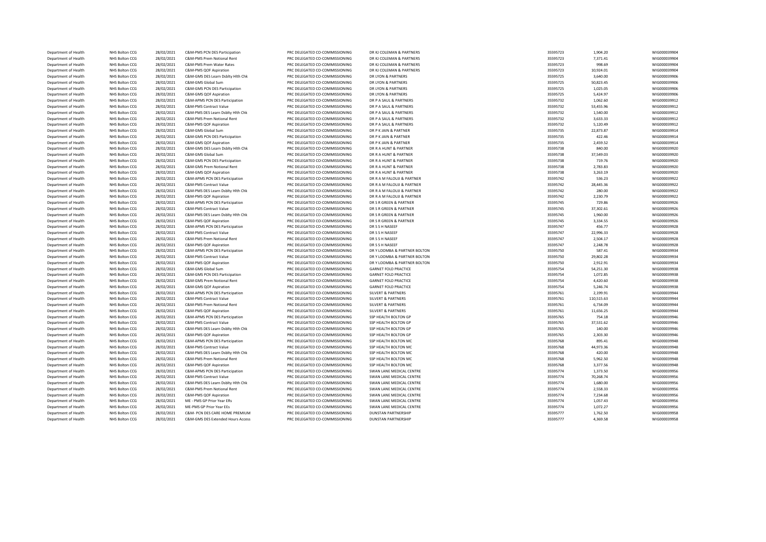| Department of Health | NHS Bolton CCG | 28/02/2021 | C&M-PMS PCN DES Participation | PRC DELEGATED CO-COMMISSIONING | DR KJ COLEMAN & PARTNERS | 35595723 | 1,904.20 | WIG000039904 |
|---|---|---|---|---|---|---|---|---|
| Department of Health | NHS Bolton CCG | 28/02/2021 | C&M-PMS Prem Notional Rent | PRC DELEGATED CO-COMMISSIONING | DR KJ COLEMAN & PARTNERS | 35595723 | 7,371.41 | WIG000039904 |
| Department of Health | NHS Bolton CCG | 28/02/2021 | C&M-PMS Prem Water Rates | PRC DELEGATED CO-COMMISSIONING | DR KJ COLEMAN & PARTNERS | 35595723 | 998.69 | WIG000039904 |
| Department of Health | NHS Bolton CCG | 28/02/2021 | C&M-PMS QOF Aspiration | PRC DELEGATED CO-COMMISSIONING | DR KJ COLEMAN & PARTNERS | 35595723 | 10,924.01 | WIG000039904 |
| Department of Health | NHS Bolton CCG | 28/02/2021 | C&M-GMS DES Learn Dsblty Hlth Chk | PRC DELEGATED CO-COMMISSIONING | DR LYON & PARTNERS | 35595725 | 3,640.00 | WIG000039906 |
| Department of Health | NHS Bolton CCG | 28/02/2021 | C&M-GMS Global Sum | PRC DELEGATED CO-COMMISSIONING | DR LYON & PARTNERS | 35595725 | 50,823.45 | WIG000039906 |
| Department of Health | NHS Bolton CCG | 28/02/2021 | C&M-GMS PCN DES Participation | PRC DELEGATED CO-COMMISSIONING | DR LYON & PARTNERS | 35595725 | 1,025.05 | WIG000039906 |
| Department of Health | NHS Bolton CCG | 28/02/2021 | C&M-GMS QOF Aspiration | PRC DELEGATED CO-COMMISSIONING | DR LYON & PARTNERS | 35595725 | 5,424.97 | WIG000039906 |
| Department of Health | NHS Bolton CCG | 28/02/2021 | C&M-APMS PCN DES Participation | PRC DELEGATED CO-COMMISSIONING | DR P A SAUL & PARTNERS | 35595732 | 1,062.60 | WIG000039912 |
| Department of Health | NHS Bolton CCG | 28/02/2021 | C&M-PMS Contract Value | PRC DELEGATED CO-COMMISSIONING | DR P A SAUL & PARTNERS | 35595732 | 53,455.96 | WIG000039912 |
| Department of Health | NHS Bolton CCG | 28/02/2021 | C&M-PMS DES Learn Dsblty Hlth Chk | PRC DELEGATED CO-COMMISSIONING | DR P A SAUL & PARTNERS | 35595732 | 1,540.00 | WIG000039912 |
| Department of Health | NHS Bolton CCG | 28/02/2021 | C&M-PMS Prem Notional Rent | PRC DELEGATED CO-COMMISSIONING | DR P A SAUL & PARTNERS | 35595732 | 3,633.33 | WIG000039912 |
| Department of Health | NHS Bolton CCG | 28/02/2021 | C&M-PMS QOF Aspiration | PRC DELEGATED CO-COMMISSIONING | DR P A SAUL & PARTNERS | 35595732 | 5,120.49 | WIG000039912 |
| Department of Health | NHS Bolton CCG | 28/02/2021 | C&M-GMS Global Sum | PRC DELEGATED CO-COMMISSIONING | DR P K JAIN & PARTNER | 35595735 | 22,873.87 | WIG000039914 |
| Department of Health | NHS Bolton CCG | 28/02/2021 | C&M-GMS PCN DES Participation | PRC DELEGATED CO-COMMISSIONING | DR P K JAIN & PARTNER | 35595735 | 422.46 | WIG000039914 |
| Department of Health | NHS Bolton CCG | 28/02/2021 | C&M-GMS QOF Aspiration | PRC DELEGATED CO-COMMISSIONING | DR P K JAIN & PARTNER | 35595735 | 2,459.52 | WIG000039914 |
| Department of Health | NHS Bolton CCG | 28/02/2021 | C&M-GMS DES Learn Dsblty Hlth Chk | PRC DELEGATED CO-COMMISSIONING | DR R A HUNT & PARTNER | 35595738 | 840.00 | WIG000039920 |
| Department of Health | NHS Bolton CCG | 28/02/2021 | C&M-GMS Global Sum | PRC DELEGATED CO-COMMISSIONING | DR R A HUNT & PARTNER | 35595738 | 37,549.03 | WIG000039920 |
| Department of Health | NHS Bolton CCG | 28/02/2021 | C&M-GMS PCN DES Participation | PRC DELEGATED CO-COMMISSIONING | DR R A HUNT & PARTNER | 35595738 | 719.76 | WIG000039920 |
| Department of Health | NHS Bolton CCG | 28/02/2021 | C&M-GMS Prem Notional Rent | PRC DELEGATED CO-COMMISSIONING | DR R A HUNT & PARTNER | 35595738 | 2,783.83 | WIG000039920 |
| Department of Health | NHS Bolton CCG | 28/02/2021 | C&M-GMS QOF Aspiration | PRC DELEGATED CO-COMMISSIONING | DR R A HUNT & PARTNER | 35595738 | 3,263.19 | WIG000039920 |
| Department of Health | NHS Bolton CCG | 28/02/2021 | C&M-APMS PCN DES Participation | PRC DELEGATED CO-COMMISSIONING | DR R A M FALOUJI & PARTNER | 35595742 | 536.23 | WIG000039922 |
| Department of Health | NHS Bolton CCG | 28/02/2021 | C&M-PMS Contract Value | PRC DELEGATED CO-COMMISSIONING | DR R A M FALOUJI & PARTNER | 35595742 | 28,445.36 | WIG000039922 |
| Department of Health | NHS Bolton CCG | 28/02/2021 | C&M-PMS DES Learn Dsblty Hlth Chk | PRC DELEGATED CO-COMMISSIONING | DR R A M FALOUJI & PARTNER | 35595742 | 280.00 | WIG000039922 |
| Department of Health | NHS Bolton CCG | 28/02/2021 | C&M-PMS QOF Aspiration | PRC DELEGATED CO-COMMISSIONING | DR R A M FALOUJI & PARTNER | 35595742 | 2,230.79 | WIG000039922 |
| Department of Health | NHS Bolton CCG | 28/02/2021 | C&M-APMS PCN DES Participation | PRC DELEGATED CO-COMMISSIONING | DR S R GREEN & PARTNER | 35595745 | 729.86 | WIG000039926 |
| Department of Health | NHS Bolton CCG | 28/02/2021 | C&M-PMS Contract Value | PRC DELEGATED CO-COMMISSIONING | DR S R GREEN & PARTNER | 35595745 | 37,302.61 | WIG000039926 |
| Department of Health | NHS Bolton CCG | 28/02/2021 | C&M-PMS DES Learn Dsblty Hlth Chk | PRC DELEGATED CO-COMMISSIONING | DR S R GREEN & PARTNER | 35595745 | 1,960.00 | WIG000039926 |
| Department of Health | NHS Bolton CCG | 28/02/2021 | C&M-PMS QOF Aspiration | PRC DELEGATED CO-COMMISSIONING | DR S R GREEN & PARTNER | 35595745 | 3,334.55 | WIG000039926 |
| Department of Health | NHS Bolton CCG | 28/02/2021 | C&M-APMS PCN DES Participation | PRC DELEGATED CO-COMMISSIONING | DR S S H NASEEF | 35595747 | 456.77 | WIG000039928 |
| Department of Health | NHS Bolton CCG | 28/02/2021 | C&M-PMS Contract Value | PRC DELEGATED CO-COMMISSIONING | DR S S H NASEEF | 35595747 | 22,996.33 | WIG000039928 |
| Department of Health | NHS Bolton CCG | 28/02/2021 | C&M-PMS Prem Notional Rent | PRC DELEGATED CO-COMMISSIONING | DR S S H NASEEF | 35595747 | 2,504.17 | WIG000039928 |
| Department of Health | NHS Bolton CCG | 28/02/2021 | C&M-PMS QOF Aspiration | PRC DELEGATED CO-COMMISSIONING | DR S S H NASEEF | 35595747 | 2,248.78 | WIG000039928 |
| Department of Health | NHS Bolton CCG | 28/02/2021 | C&M-APMS PCN DES Participation | PRC DELEGATED CO-COMMISSIONING | DR Y LOOMBA & PARTNER BOLTON | 35595750 | 587.41 | WIG000039934 |
| Department of Health | NHS Bolton CCG | 28/02/2021 | C&M-PMS Contract Value | PRC DELEGATED CO-COMMISSIONING | DR Y LOOMBA & PARTNER BOLTON | 35595750 | 29,802.28 | WIG000039934 |
| Department of Health | NHS Bolton CCG | 28/02/2021 | C&M-PMS QOF Aspiration | PRC DELEGATED CO-COMMISSIONING | DR Y LOOMBA & PARTNER BOLTON | 35595750 | 2,912.91 | WIG000039934 |
| Department of Health | NHS Bolton CCG | 28/02/2021 | C&M-GMS Global Sum | PRC DELEGATED CO-COMMISSIONING | GARNET FOLD PRACTICE | 35595754 | 54,251.30 | WIG000039938 |
| Department of Health | NHS Bolton CCG | 28/02/2021 | C&M-GMS PCN DES Participation | PRC DELEGATED CO-COMMISSIONING | GARNET FOLD PRACTICE | 35595754 | 1,072.85 | WIG000039938 |
| Department of Health | NHS Bolton CCG | 28/02/2021 | C&M-GMS Prem Notional Rent | PRC DELEGATED CO-COMMISSIONING | GARNET FOLD PRACTICE | 35595754 | 4,420.60 | WIG000039938 |
| Department of Health | NHS Bolton CCG | 28/02/2021 | C&M-GMS QOF Aspiration | PRC DELEGATED CO-COMMISSIONING | GARNET FOLD PRACTICE | 35595754 | 5,246.74 | WIG000039938 |
| Department of Health | NHS Bolton CCG | 28/02/2021 | C&M-APMS PCN DES Participation | PRC DELEGATED CO-COMMISSIONING | SILVERT & PARTNERS | 35595761 | 2,199.91 | WIG000039944 |
| Department of Health | NHS Bolton CCG | 28/02/2021 | C&M-PMS Contract Value | PRC DELEGATED CO-COMMISSIONING | SILVERT & PARTNERS | 35595761 | 110,515.63 | WIG000039944 |
| Department of Health | NHS Bolton CCG | 28/02/2021 | C&M-PMS Prem Notional Rent | PRC DELEGATED CO-COMMISSIONING | SILVERT & PARTNERS | 35595761 | 6,734.09 | WIG000039944 |
| Department of Health | NHS Bolton CCG | 28/02/2021 | C&M-PMS QOF Aspiration | PRC DELEGATED CO-COMMISSIONING | SILVERT & PARTNERS | 35595761 | 11,656.25 | WIG000039944 |
| Department of Health | NHS Bolton CCG | 28/02/2021 | C&M-APMS PCN DES Participation | PRC DELEGATED CO-COMMISSIONING | SSP HEALTH BOLTON GP | 35595765 | 754.18 | WIG000039946 |
| Department of Health | NHS Bolton CCG | 28/02/2021 | C&M-PMS Contract Value | PRC DELEGATED CO-COMMISSIONING | SSP HEALTH BOLTON GP | 35595765 | 37,531.62 | WIG000039946 |
| Department of Health | NHS Bolton CCG | 28/02/2021 | C&M-PMS DES Learn Dsblty Hlth Chk | PRC DELEGATED CO-COMMISSIONING | SSP HEALTH BOLTON GP | 35595765 | 140.00 | WIG000039946 |
| Department of Health | NHS Bolton CCG | 28/02/2021 | C&M-PMS QOF Aspiration | PRC DELEGATED CO-COMMISSIONING | SSP HEALTH BOLTON GP | 35595765 | 2,303.30 | WIG000039946 |
| Department of Health | NHS Bolton CCG | 28/02/2021 | C&M-APMS PCN DES Participation | PRC DELEGATED CO-COMMISSIONING | SSP HEALTH BOLTON MC | 35595768 | 895.41 | WIG000039948 |
| Department of Health | NHS Bolton CCG | 28/02/2021 | C&M-PMS Contract Value | PRC DELEGATED CO-COMMISSIONING | SSP HEALTH BOLTON MC | 35595768 | 44,973.36 | WIG000039948 |
| Department of Health | NHS Bolton CCG | 28/02/2021 | C&M-PMS DES Learn Dsblty Hlth Chk | PRC DELEGATED CO-COMMISSIONING | SSP HEALTH BOLTON MC | 35595768 | 420.00 | WIG000039948 |
| Department of Health | NHS Bolton CCG | 28/02/2021 | C&M-PMS Prem Notional Rent | PRC DELEGATED CO-COMMISSIONING | SSP HEALTH BOLTON MC | 35595768 | 5,962.50 | WIG000039948 |
| Department of Health | NHS Bolton CCG | 28/02/2021 | C&M-PMS QOF Aspiration | PRC DELEGATED CO-COMMISSIONING | SSP HEALTH BOLTON MC | 35595768 | 3,377.56 | WIG000039948 |
| Department of Health | NHS Bolton CCG | 28/02/2021 | C&M-APMS PCN DES Participation | PRC DELEGATED CO-COMMISSIONING | SWAN LANE MEDICAL CENTRE | 35595774 | 1,373.50 | WIG000039956 |
| Department of Health | NHS Bolton CCG | 28/02/2021 | C&M-PMS Contract Value | PRC DELEGATED CO-COMMISSIONING | SWAN LANE MEDICAL CENTRE | 35595774 | 70,268.74 | WIG000039956 |
| Department of Health | NHS Bolton CCG | 28/02/2021 | C&M-PMS DES Learn Dsblty Hlth Chk | PRC DELEGATED CO-COMMISSIONING | SWAN LANE MEDICAL CENTRE | 35595774 | 1,680.00 | WIG000039956 |
| Department of Health | NHS Bolton CCG | 28/02/2021 | C&M-PMS Prem Notional Rent | PRC DELEGATED CO-COMMISSIONING | SWAN LANE MEDICAL CENTRE | 35595774 | 2,558.33 | WIG000039956 |
| Department of Health | NHS Bolton CCG | 28/02/2021 | C&M-PMS QOF Aspiration | PRC DELEGATED CO-COMMISSIONING | SWAN LANE MEDICAL CENTRE | 35595774 | 7,234.68 | WIG000039956 |
| Department of Health | NHS Bolton CCG | 28/02/2021 | ME - PMS GP Prior Year ERs | PRC DELEGATED CO-COMMISSIONING | SWAN LANE MEDICAL CENTRE | 35595774 | 1,057.43 | WIG000039956 |
| Department of Health | NHS Bolton CCG | 28/02/2021 | ME-PMS GP Prior Year EEs | PRC DELEGATED CO-COMMISSIONING | SWAN LANE MEDICAL CENTRE | 35595774 | 1,072.27 | WIG000039956 |
| Department of Health | NHS Bolton CCG | 28/02/2021 | C&M- PCN DES CARE HOME PREMIUM | PRC DELEGATED CO-COMMISSIONING | DUNSTAN PARTNERSHIP | 35595777 | 1,762.50 | WIG000039958 |
| Department of Health | NHS Bolton CCG | 28/02/2021 | C&M-GMS DES Extended Hours Access | PRC DELEGATED CO-COMMISSIONING | DUNSTAN PARTNERSHIP | 35595777 | 4,369.58 | WIG000039958 |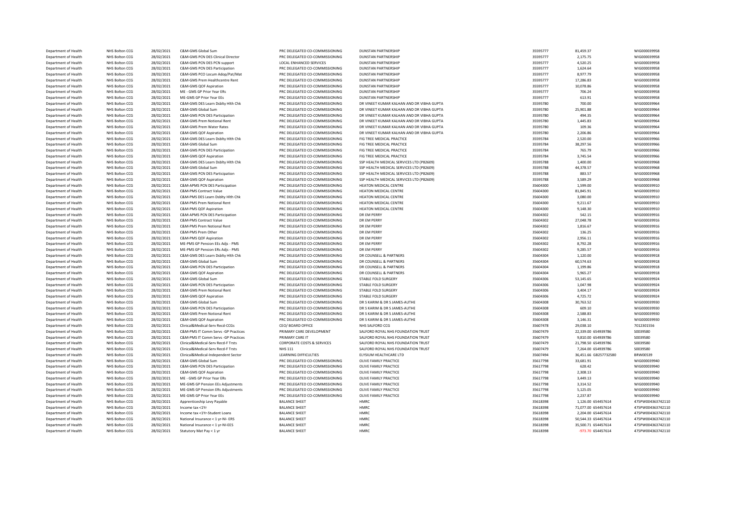| | | | | | | | | |
|---|---|---|---|---|---|---|---|---|
| Department of Health | NHS Bolton CCG | 28/02/2021 | C&M-GMS Global Sum | PRC DELEGATED CO-COMMISSIONING | DUNSTAN PARTNERSHIP | 35595777 | 81,459.37 | WIG000039958 |
| Department of Health | NHS Bolton CCG | 28/02/2021 | C&M-GMS PCN DES Clinical Director | PRC DELEGATED CO-COMMISSIONING | DUNSTAN PARTNERSHIP | 35595777 | 2,175.75 | WIG000039958 |
| Department of Health | NHS Bolton CCG | 28/02/2021 | C&M-GMS PCN DES PCN support | LOCAL ENHANCED SERVICES | DUNSTAN PARTNERSHIP | 35595777 | 4,520.25 | WIG000039958 |
| Department of Health | NHS Bolton CCG | 28/02/2021 | C&M-GMS PCN DES Participation | PRC DELEGATED CO-COMMISSIONING | DUNSTAN PARTNERSHIP | 35595777 | 1,624.64 | WIG000039958 |
| Department of Health | NHS Bolton CCG | 28/02/2021 | C&M-GMS PCO Locum Adop/Pat/Mat | PRC DELEGATED CO-COMMISSIONING | DUNSTAN PARTNERSHIP | 35595777 | 8,977.79 | WIG000039958 |
| Department of Health | NHS Bolton CCG | 28/02/2021 | C&M-GMS Prem Healthcentre Rent | PRC DELEGATED CO-COMMISSIONING | DUNSTAN PARTNERSHIP | 35595777 | 17,286.83 | WIG000039958 |
| Department of Health | NHS Bolton CCG | 28/02/2021 | C&M-GMS QOF Aspiration | PRC DELEGATED CO-COMMISSIONING | DUNSTAN PARTNERSHIP | 35595777 | 10,078.86 | WIG000039958 |
| Department of Health | NHS Bolton CCG | 28/02/2021 | ME - GMS GP Prior Year ERs | PRC DELEGATED CO-COMMISSIONING | DUNSTAN PARTNERSHIP | 35595777 | 706.24 | WIG000039958 |
| Department of Health | NHS Bolton CCG | 28/02/2021 | ME-GMS GP Prior Year EEs | PRC DELEGATED CO-COMMISSIONING | DUNSTAN PARTNERSHIP | 35595777 | 613.91 | WIG000039958 |
| Department of Health | NHS Bolton CCG | 28/02/2021 | C&M-GMS DES Learn Dsblty Hlth Chk | PRC DELEGATED CO-COMMISSIONING | DR VINEET KUMAR KALHAN AND DR VIBHA GUPTA | 35595780 | 700.00 | WIG000039964 |
| Department of Health | NHS Bolton CCG | 28/02/2021 | C&M-GMS Global Sum | PRC DELEGATED CO-COMMISSIONING | DR VINEET KUMAR KALHAN AND DR VIBHA GUPTA | 35595780 | 25,901.88 | WIG000039964 |
| Department of Health | NHS Bolton CCG | 28/02/2021 | C&M-GMS PCN DES Participation | PRC DELEGATED CO-COMMISSIONING | DR VINEET KUMAR KALHAN AND DR VIBHA GUPTA | 35595780 | 494.35 | WIG000039964 |
| Department of Health | NHS Bolton CCG | 28/02/2021 | C&M-GMS Prem Notional Rent | PRC DELEGATED CO-COMMISSIONING | DR VINEET KUMAR KALHAN AND DR VIBHA GUPTA | 35595780 | 1,445.83 | WIG000039964 |
| Department of Health | NHS Bolton CCG | 28/02/2021 | C&M-GMS Prem Water Rates | PRC DELEGATED CO-COMMISSIONING | DR VINEET KUMAR KALHAN AND DR VIBHA GUPTA | 35595780 | 109.36 | WIG000039964 |
| Department of Health | NHS Bolton CCG | 28/02/2021 | C&M-GMS QOF Aspiration | PRC DELEGATED CO-COMMISSIONING | DR VINEET KUMAR KALHAN AND DR VIBHA GUPTA | 35595780 | 2,206.86 | WIG000039964 |
| Department of Health | NHS Bolton CCG | 28/02/2021 | C&M-GMS DES Learn Dsblty Hlth Chk | PRC DELEGATED CO-COMMISSIONING | FIG TREE MEDICAL PRACTICE | 35595784 | 2,520.00 | WIG000039966 |
| Department of Health | NHS Bolton CCG | 28/02/2021 | C&M-GMS Global Sum | PRC DELEGATED CO-COMMISSIONING | FIG TREE MEDICAL PRACTICE | 35595784 | 38,297.56 | WIG000039966 |
| Department of Health | NHS Bolton CCG | 28/02/2021 | C&M-GMS PCN DES Participation | PRC DELEGATED CO-COMMISSIONING | FIG TREE MEDICAL PRACTICE | 35595784 | 765.79 | WIG000039966 |
| Department of Health | NHS Bolton CCG | 28/02/2021 | C&M-GMS QOF Aspiration | PRC DELEGATED CO-COMMISSIONING | FIG TREE MEDICAL PRACTICE | 35595784 | 3,745.54 | WIG000039966 |
| Department of Health | NHS Bolton CCG | 28/02/2021 | C&M-GMS DES Learn Dsblty Hlth Chk | PRC DELEGATED CO-COMMISSIONING | SSP HEALTH MEDICAL SERVICES LTD (P82609) | 35595788 | 1,400.00 | WIG000039968 |
| Department of Health | NHS Bolton CCG | 28/02/2021 | C&M-GMS Global Sum | PRC DELEGATED CO-COMMISSIONING | SSP HEALTH MEDICAL SERVICES LTD (P82609) | 35595788 | 44,378.57 | WIG000039968 |
| Department of Health | NHS Bolton CCG | 28/02/2021 | C&M-GMS PCN DES Participation | PRC DELEGATED CO-COMMISSIONING | SSP HEALTH MEDICAL SERVICES LTD (P82609) | 35595788 | 883.57 | WIG000039968 |
| Department of Health | NHS Bolton CCG | 28/02/2021 | C&M-GMS QOF Aspiration | PRC DELEGATED CO-COMMISSIONING | SSP HEALTH MEDICAL SERVICES LTD (P82609) | 35595788 | 3,589.29 | WIG000039968 |
| Department of Health | NHS Bolton CCG | 28/02/2021 | C&M-APMS PCN DES Participation | PRC DELEGATED CO-COMMISSIONING | HEATON MEDICAL CENTRE | 35604300 | 1,599.00 | WIG000039910 |
| Department of Health | NHS Bolton CCG | 28/02/2021 | C&M-PMS Contract Value | PRC DELEGATED CO-COMMISSIONING | HEATON MEDICAL CENTRE | 35604300 | 81,845.91 | WIG000039910 |
| Department of Health | NHS Bolton CCG | 28/02/2021 | C&M-PMS DES Learn Dsblty Hlth Chk | PRC DELEGATED CO-COMMISSIONING | HEATON MEDICAL CENTRE | 35604300 | 3,080.00 | WIG000039910 |
| Department of Health | NHS Bolton CCG | 28/02/2021 | C&M-PMS Prem Notional Rent | PRC DELEGATED CO-COMMISSIONING | HEATON MEDICAL CENTRE | 35604300 | 9,211.67 | WIG000039910 |
| Department of Health | NHS Bolton CCG | 28/02/2021 | C&M-PMS QOF Aspiration | PRC DELEGATED CO-COMMISSIONING | HEATON MEDICAL CENTRE | 35604300 | 9,148.30 | WIG000039910 |
| Department of Health | NHS Bolton CCG | 28/02/2021 | C&M-APMS PCN DES Participation | PRC DELEGATED CO-COMMISSIONING | DR EM PERRY | 35604302 | 542.15 | WIG000039916 |
| Department of Health | NHS Bolton CCG | 28/02/2021 | C&M-PMS Contract Value | PRC DELEGATED CO-COMMISSIONING | DR EM PERRY | 35604302 | 27,048.78 | WIG000039916 |
| Department of Health | NHS Bolton CCG | 28/02/2021 | C&M-PMS Prem Notional Rent | PRC DELEGATED CO-COMMISSIONING | DR EM PERRY | 35604302 | 1,816.67 | WIG000039916 |
| Department of Health | NHS Bolton CCG | 28/02/2021 | C&M-PMS Prem Other | PRC DELEGATED CO-COMMISSIONING | DR EM PERRY | 35604302 | 136.25 | WIG000039916 |
| Department of Health | NHS Bolton CCG | 28/02/2021 | C&M-PMS QOF Aspiration | PRC DELEGATED CO-COMMISSIONING | DR EM PERRY | 35604302 | 2,956.11 | WIG000039916 |
| Department of Health | NHS Bolton CCG | 28/02/2021 | ME-PMS GP Pension EEs Adjs - PMS | PRC DELEGATED CO-COMMISSIONING | DR EM PERRY | 35604302 | 8,792.28 | WIG000039916 |
| Department of Health | NHS Bolton CCG | 28/02/2021 | ME-PMS GP Pension ERs Adjs - PMS | PRC DELEGATED CO-COMMISSIONING | DR EM PERRY | 35604302 | 9,285.57 | WIG000039916 |
| Department of Health | NHS Bolton CCG | 28/02/2021 | C&M-GMS DES Learn Dsblty Hlth Chk | PRC DELEGATED CO-COMMISSIONING | DR COUNSELL & PARTNERS | 35604304 | 1,120.00 | WIG000039918 |
| Department of Health | NHS Bolton CCG | 28/02/2021 | C&M-GMS Global Sum | PRC DELEGATED CO-COMMISSIONING | DR COUNSELL & PARTNERS | 35604304 | 60,574.63 | WIG000039918 |
| Department of Health | NHS Bolton CCG | 28/02/2021 | C&M-GMS PCN DES Participation | PRC DELEGATED CO-COMMISSIONING | DR COUNSELL & PARTNERS | 35604304 | 1,199.86 | WIG000039918 |
| Department of Health | NHS Bolton CCG | 28/02/2021 | C&M-GMS QOF Aspiration | PRC DELEGATED CO-COMMISSIONING | DR COUNSELL & PARTNERS | 35604304 | 5,965.27 | WIG000039918 |
| Department of Health | NHS Bolton CCG | 28/02/2021 | C&M-GMS Global Sum | PRC DELEGATED CO-COMMISSIONING | STABLE FOLD SURGERY | 35604306 | 53,145.65 | WIG000039924 |
| Department of Health | NHS Bolton CCG | 28/02/2021 | C&M-GMS PCN DES Participation | PRC DELEGATED CO-COMMISSIONING | STABLE FOLD SURGERY | 35604306 | 1,047.98 | WIG000039924 |
| Department of Health | NHS Bolton CCG | 28/02/2021 | C&M-GMS Prem Notional Rent | PRC DELEGATED CO-COMMISSIONING | STABLE FOLD SURGERY | 35604306 | 3,404.17 | WIG000039924 |
| Department of Health | NHS Bolton CCG | 28/02/2021 | C&M-GMS QOF Aspiration | PRC DELEGATED CO-COMMISSIONING | STABLE FOLD SURGERY | 35604306 | 4,725.72 | WIG000039924 |
| Department of Health | NHS Bolton CCG | 28/02/2021 | C&M-GMS Global Sum | PRC DELEGATED CO-COMMISSIONING | DR S KARIM & DR S JAMES-AUTHE | 35604308 | 30,763.52 | WIG000039930 |
| Department of Health | NHS Bolton CCG | 28/02/2021 | C&M-GMS PCN DES Participation | PRC DELEGATED CO-COMMISSIONING | DR S KARIM & DR S JAMES-AUTHE | 35604308 | 609.10 | WIG000039930 |
| Department of Health | NHS Bolton CCG | 28/02/2021 | C&M-GMS Prem Notional Rent | PRC DELEGATED CO-COMMISSIONING | DR S KARIM & DR S JAMES-AUTHE | 35604308 | 2,588.83 | WIG000039930 |
| Department of Health | NHS Bolton CCG | 28/02/2021 | C&M-GMS QOF Aspiration | PRC DELEGATED CO-COMMISSIONING | DR S KARIM & DR S JAMES-AUTHE | 35604308 | 3,146.31 | WIG000039930 |
| Department of Health | NHS Bolton CCG | 28/02/2021 | Clinical&Medical-Serv Recd-CCGs | CEO/ BOARD OFFICE | NHS SALFORD CCG | 35607478 | 29,038.10 | 7012301556 |
| Department of Health | NHS Bolton CCG | 28/02/2021 | C&M-PMS IT Comm Servs -GP Practices | PRIMARY CARE DEVELOPMENT | SALFORD ROYAL NHS FOUNDATION TRUST | 35607479 | 22,339.00 654939786 | S0039580 |
| Department of Health | NHS Bolton CCG | 28/02/2021 | C&M-PMS IT Comm Servs -GP Practices | PRIMARY CARE IT | SALFORD ROYAL NHS FOUNDATION TRUST | 35607479 | 9,810.00 654939786 | S0039580 |
| Department of Health | NHS Bolton CCG | 28/02/2021 | Clinical&Medical-Serv Recd-F Trsts | CORPORATE COSTS & SERVICES | SALFORD ROYAL NHS FOUNDATION TRUST | 35607479 | 21,798.50 654939786 | S0039580 |
| Department of Health | NHS Bolton CCG | 28/02/2021 | Clinical&Medical-Serv Recd-F Trsts | NHS 111 | SALFORD ROYAL NHS FOUNDATION TRUST | 35607479 | 7,264.00 654939786 | S0039580 |
| Department of Health | NHS Bolton CCG | 28/02/2021 | Clinical&Medical-Independent Sector | LEARNING DIFFICULTIES | ELYSIUM HEALTHCARE LTD | 35607494 | 36,451.66 GB257732580 | BRW00539 |
| Department of Health | NHS Bolton CCG | 28/02/2021 | C&M-GMS Global Sum | PRC DELEGATED CO-COMMISSIONING | OLIVE FAMILY PRACTICE | 35617798 | 33,681.91 | WIG000039940 |
| Department of Health | NHS Bolton CCG | 28/02/2021 | C&M-GMS PCN DES Participation | PRC DELEGATED CO-COMMISSIONING | OLIVE FAMILY PRACTICE | 35617798 | 628.42 | WIG000039940 |
| Department of Health | NHS Bolton CCG | 28/02/2021 | C&M-GMS QOF Aspiration | PRC DELEGATED CO-COMMISSIONING | OLIVE FAMILY PRACTICE | 35617798 | 2,308.13 | WIG000039940 |
| Department of Health | NHS Bolton CCG | 28/02/2021 | ME - GMS GP Prior Year ERs | PRC DELEGATED CO-COMMISSIONING | OLIVE FAMILY PRACTICE | 35617798 | 3,449.13 | WIG000039940 |
| Department of Health | NHS Bolton CCG | 28/02/2021 | ME-GMS GP Pension EEs Adjustments | PRC DELEGATED CO-COMMISSIONING | OLIVE FAMILY PRACTICE | 35617798 | 3,314.52 | WIG000039940 |
| Department of Health | NHS Bolton CCG | 28/02/2021 | ME-GMS GP Pension ERs Adjustments | PRC DELEGATED CO-COMMISSIONING | OLIVE FAMILY PRACTICE | 35617798 | 5,125.05 | WIG000039940 |
| Department of Health | NHS Bolton CCG | 28/02/2021 | ME-GMS GP Prior Year EEs | PRC DELEGATED CO-COMMISSIONING | OLIVE FAMILY PRACTICE | 35617798 | 2,237.87 | WIG000039940 |
| Department of Health | NHS Bolton CCG | 28/02/2021 | Apprenticeship Levy Payable | BALANCE SHEET | HMRC | 35618398 | 1,126.00 654457614 | 475PW004363742110 |
| Department of Health | NHS Bolton CCG | 28/02/2021 | Income tax <1Yr | BALANCE SHEET | HMRC | 35618398 | 71,077.00 654457614 | 475PW004363742110 |
| Department of Health | NHS Bolton CCG | 28/02/2021 | Income tax <1Yr-Student Loans | BALANCE SHEET | HMRC | 35618398 | 2,204.00 654457614 | 475PW004363742110 |
| Department of Health | NHS Bolton CCG | 28/02/2021 | National Insurance < 1 yr-NI- ERS | BALANCE SHEET | HMRC | 35618398 | 50,544.33 654457614 | 475PW004363742110 |
| Department of Health | NHS Bolton CCG | 28/02/2021 | National Insurance < 1 yr-NI-EES | BALANCE SHEET | HMRC | 35618398 | 35,500.71 654457614 | 475PW004363742110 |
| Department of Health | NHS Bolton CCG | 28/02/2021 | Statutory Mat Pay < 1 yr | BALANCE SHEET | HMRC | 35618398 | -973.70 654457614 | 475PW004363742110 |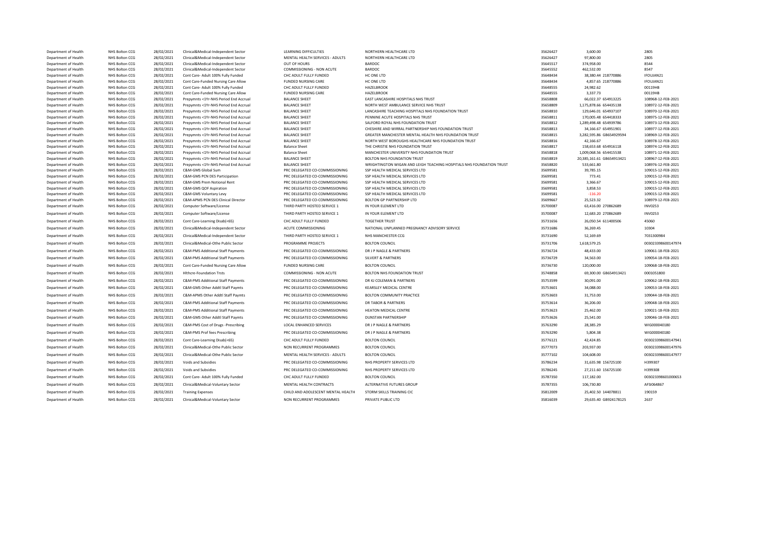| | | | | | | | | | |
|---|---|---|---|---|---|---|---|---|---|
| Department of Health | NHS Bolton CCG | 28/02/2021 | Clinical&Medical-Independent Sector | LEARNING DIFFICULTIES | NORTHERN HEALTHCARE LTD | 35626427 | 3,600.00 | | 2805 |
| Department of Health | NHS Bolton CCG | 28/02/2021 | Clinical&Medical-Independent Sector | MENTAL HEALTH SERVICES - ADULTS | NORTHERN HEALTHCARE LTD | 35626427 | 97,800.00 | | 2805 |
| Department of Health | NHS Bolton CCG | 28/02/2021 | Clinical&Medical-Independent Sector | OUT OF HOURS | BARDOC | 35645517 | 374,958.00 | | 8544 |
| Department of Health | NHS Bolton CCG | 28/02/2021 | Clinical&Medical-Independent Sector | COMMISSIONING - NON ACUTE | BARDOC | 35645552 | 462,532.00 | | 8547 |
| Department of Health | NHS Bolton CCG | 28/02/2021 | Cont Care- Adult 100% Fully Funded | CHC ADULT FULLY FUNDED | HC ONE LTD | 35648434 | 38,380.44 | 218770886 | IFOUJAN21 |
| Department of Health | NHS Bolton CCG | 28/02/2021 | Cont Care-Funded Nursing Care Allow | FUNDED NURSING CARE | HC ONE LTD | 35648434 | 4,857.65 | 218770886 | IFOUJAN21 |
| Department of Health | NHS Bolton CCG | 28/02/2021 | Cont Care- Adult 100% Fully Funded | CHC ADULT FULLY FUNDED | HAZELBROOK | 35648555 | 24,982.62 | | 00119HB |
| Department of Health | NHS Bolton CCG | 28/02/2021 | Cont Care-Funded Nursing Care Allow | FUNDED NURSING CARE | HAZELBROOK | 35648555 | 3,337.73 | | 00119HB |
| Department of Health | NHS Bolton CCG | 28/02/2021 | Prepymnts <1Yr-NHS Period End Accrual | BALANCE SHEET | EAST LANCASHIRE HOSPITALS NHS TRUST | 35658808 | 66,022.37 | 654913225 | 108968-12-FEB-2021 |
| Department of Health | NHS Bolton CCG | 28/02/2021 | Prepymnts <1Yr-NHS Period End Accrual | BALANCE SHEET | NORTH WEST AMBULANCE SERVICE NHS TRUST | 35658809 | 1,175,878.66 | 654435138 | 108972-12-FEB-2021 |
| Department of Health | NHS Bolton CCG | 28/02/2021 | Prepymnts <1Yr-NHS Period End Accrual | BALANCE SHEET | LANCASHIRE TEACHING HOSPITALS NHS FOUNDATION TRUST | 35658810 | 129,646.01 | 654937107 | 108970-12-FEB-2021 |
| Department of Health | NHS Bolton CCG | 28/02/2021 | Prepymnts <1Yr-NHS Period End Accrual | BALANCE SHEET | PENNINE ACUTE HOSPITALS NHS TRUST | 35658811 | 170,005.48 | 654418333 | 108975-12-FEB-2021 |
| Department of Health | NHS Bolton CCG | 28/02/2021 | Prepymnts <1Yr-NHS Period End Accrual | BALANCE SHEET | SALFORD ROYAL NHS FOUNDATION TRUST | 35658812 | 1,289,498.48 | 654939786 | 108973-12-FEB-2021 |
| Department of Health | NHS Bolton CCG | 28/02/2021 | Prepymnts <1Yr-NHS Period End Accrual | BALANCE SHEET | CHESHIRE AND WIRRAL PARTNERSHIP NHS FOUNDATION TRUST | 35658813 | 34,166.67 | 654951901 | 108977-12-FEB-2021 |
| Department of Health | NHS Bolton CCG | 28/02/2021 | Prepymnts <1Yr-NHS Period End Accrual | BALANCE SHEET | GREATER MANCHESTER MENTAL HEALTH NHS FOUNDATION TRUST | 35658815 | 3,282,595.86 | GB654929594 | 108969-12-FEB-2021 |
| Department of Health | NHS Bolton CCG | 28/02/2021 | Prepymnts <1Yr-NHS Period End Accrual | BALANCE SHEET | NORTH WEST BOROUGHS HEALTHCARE NHS FOUNDATION TRUST | 35658816 | 42,166.67 | | 108978-12-FEB-2021 |
| Department of Health | NHS Bolton CCG | 28/02/2021 | Prepymnts <1Yr-NHS Period End Accrual | Balance Sheet | THE CHRISTIE NHS FOUNDATION TRUST | 35658817 | 158,653.68 | 654916118 | 108974-12-FEB-2021 |
| Department of Health | NHS Bolton CCG | 28/02/2021 | Prepymnts <1Yr-NHS Period End Accrual | Balance Sheet | MANCHESTER UNIVERSITY NHS FOUNDATION TRUST | 35658818 | 1,009,068.56 | 654415538 | 108971-12-FEB-2021 |
| Department of Health | NHS Bolton CCG | 28/02/2021 | Prepymnts <1Yr-NHS Period End Accrual | BALANCE SHEET | BOLTON NHS FOUNDATION TRUST | 35658819 | 20,385,161.61 | GB654913421 | 108967-12-FEB-2021 |
| Department of Health | NHS Bolton CCG | 28/02/2021 | Prepymnts <1Yr-NHS Period End Accrual | BALANCE SHEET | WRIGHTINGTON WIGAN AND LEIGH TEACHING HOSPITALS NHS FOUNDATION TRUST | 35658820 | 533,661.80 | | 108976-12-FEB-2021 |
| Department of Health | NHS Bolton CCG | 28/02/2021 | C&M-GMS Global Sum | PRC DELEGATED CO-COMMISSIONING | SSP HEALTH MEDICAL SERVICES LTD | 35699581 | 39,785.15 | | 109015-12-FEB-2021 |
| Department of Health | NHS Bolton CCG | 28/02/2021 | C&M-GMS PCN DES Participation | PRC DELEGATED CO-COMMISSIONING | SSP HEALTH MEDICAL SERVICES LTD | 35699581 | 773.41 | | 109015-12-FEB-2021 |
| Department of Health | NHS Bolton CCG | 28/02/2021 | C&M-GMS Prem Notional Rent | PRC DELEGATED CO-COMMISSIONING | SSP HEALTH MEDICAL SERVICES LTD | 35699581 | 3,366.67 | | 109015-12-FEB-2021 |
| Department of Health | NHS Bolton CCG | 28/02/2021 | C&M-GMS QOF Aspiration | PRC DELEGATED CO-COMMISSIONING | SSP HEALTH MEDICAL SERVICES LTD | 35699581 | 3,858.53 | | 109015-12-FEB-2021 |
| Department of Health | NHS Bolton CCG | 28/02/2021 | C&M-GMS Voluntary Levy | PRC DELEGATED CO-COMMISSIONING | SSP HEALTH MEDICAL SERVICES LTD | 35699581 | -116.20 | | 109015-12-FEB-2021 |
| Department of Health | NHS Bolton CCG | 28/02/2021 | C&M-APMS PCN DES Clinical Director | PRC DELEGATED CO-COMMISSIONING | BOLTON GP PARTNERSHIP LTD | 35699667 | 25,523.32 | | 108979-12-FEB-2021 |
| Department of Health | NHS Bolton CCG | 28/02/2021 | Computer Software/License | THIRD PARTY HOSTED SERVICE 1 | IN YOUR ELEMENT LTD | 35700087 | 63,416.00 | 270862689 | INV0253 |
| Department of Health | NHS Bolton CCG | 28/02/2021 | Computer Software/License | THIRD PARTY HOSTED SERVICE 1 | IN YOUR ELEMENT LTD | 35700087 | 12,683.20 | 270862689 | INV0253 |
| Department of Health | NHS Bolton CCG | 28/02/2021 | Cont Care-Learning Disab(<65) | CHC ADULT FULLY FUNDED | TOGETHER TRUST | 35731656 | 26,050.54 | 611400506 | 45060 |
| Department of Health | NHS Bolton CCG | 28/02/2021 | Clinical&Medical-Independent Sector | ACUTE COMMISSIONING | NATIONAL UNPLANNED PREGNANCY ADVISORY SERVICE | 35731686 | 36,269.45 | | 10304 |
| Department of Health | NHS Bolton CCG | 28/02/2021 | Clinical&Medical-Independent Sector | THIRD PARTY HOSTED SERVICE 1 | NHS MANCHESTER CCG | 35731690 | 52,169.69 | | 7031300984 |
| Department of Health | NHS Bolton CCG | 28/02/2021 | Clinical&Medical-Othe Public Sector | PROGRAMME PROJECTS | BOLTON COUNCIL | 35731706 | 1,618,579.25 | | 003023398600147974 |
| Department of Health | NHS Bolton CCG | 28/02/2021 | C&M-PMS Additional Staff Payments | PRC DELEGATED CO-COMMISSIONING | DR J P NAGLE & PARTNERS | 35736724 | 48,433.00 | | 109061-18-FEB-2021 |
| Department of Health | NHS Bolton CCG | 28/02/2021 | C&M-PMS Additional Staff Payments | PRC DELEGATED CO-COMMISSIONING | SILVERT & PARTNERS | 35736729 | 34,563.00 | | 109054-18-FEB-2021 |
| Department of Health | NHS Bolton CCG | 28/02/2021 | Cont Care-Funded Nursing Care Allow | FUNDED NURSING CARE | BOLTON COUNCIL | 35736730 | 120,000.00 | | 109068-18-FEB-2021 |
| Department of Health | NHS Bolton CCG | 28/02/2021 | Hlthcre-Foundation Trsts | COMMISSIONING - NON ACUTE | BOLTON NHS FOUNDATION TRUST | 35748858 | 69,300.00 | GB654913421 | 0001051800 |
| Department of Health | NHS Bolton CCG | 28/02/2021 | C&M-PMS Additional Staff Payments | PRC DELEGATED CO-COMMISSIONING | DR KJ COLEMAN & PARTNERS | 35753599 | 30,091.00 | | 109062-18-FEB-2021 |
| Department of Health | NHS Bolton CCG | 28/02/2021 | C&M-GMS Other Addtl Staff Paymts | PRC DELEGATED CO-COMMISSIONING | KEARSLEY MEDICAL CENTRE | 35753601 | 34,088.00 | | 109053-18-FEB-2021 |
| Department of Health | NHS Bolton CCG | 28/02/2021 | C&M-APMS Other Addtl Staff Paymts | PRC DELEGATED CO-COMMISSIONING | BOLTON COMMUNITY PRACTICE | 35753603 | 31,753.00 | | 109044-18-FEB-2021 |
| Department of Health | NHS Bolton CCG | 28/02/2021 | C&M-PMS Additional Staff Payments | PRC DELEGATED CO-COMMISSIONING | DR TABOR & PARTNERS | 35753614 | 36,206.00 | | 109048-18-FEB-2021 |
| Department of Health | NHS Bolton CCG | 28/02/2021 | C&M-PMS Additional Staff Payments | PRC DELEGATED CO-COMMISSIONING | HEATON MEDICAL CENTRE | 35753623 | 25,462.00 | | 109021-18-FEB-2021 |
| Department of Health | NHS Bolton CCG | 28/02/2021 | C&M-GMS Other Addtl Staff Paymts | PRC DELEGATED CO-COMMISSIONING | DUNSTAN PARTNERSHIP | 35753626 | 25,541.00 | | 109046-18-FEB-2021 |
| Department of Health | NHS Bolton CCG | 28/02/2021 | C&M-PMS Cost of Drugs -Prescribing | LOCAL ENHANCED SERVICES | DR J P NAGLE & PARTNERS | 35763290 | 28,385.29 | | WIG000040180 |
| Department of Health | NHS Bolton CCG | 28/02/2021 | C&M-PMS Prof fees Prescribing | PRC DELEGATED CO-COMMISSIONING | DR J P NAGLE & PARTNERS | 35763290 | 5,804.38 | | WIG000040180 |
| Department of Health | NHS Bolton CCG | 28/02/2021 | Cont Care-Learning Disab(<65) | CHC ADULT FULLY FUNDED | BOLTON COUNCIL | 35776121 | 42,424.85 | | 003023398600147941 |
| Department of Health | NHS Bolton CCG | 28/02/2021 | Clinical&Medical-Othe Public Sector | NON RECURRENT PROGRAMMES | BOLTON COUNCIL | 35777073 | 203,937.00 | | 003023398600147976 |
| Department of Health | NHS Bolton CCG | 28/02/2021 | Clinical&Medical-Othe Public Sector | MENTAL HEALTH SERVICES - ADULTS | BOLTON COUNCIL | 35777102 | 104,608.00 | | 003023398600147977 |
| Department of Health | NHS Bolton CCG | 28/02/2021 | Voids and Subsidies | PRC DELEGATED CO-COMMISSIONING | NHS PROPERTY SERVICES LTD | 35786234 | 31,635.98 | 156725100 | H399307 |
| Department of Health | NHS Bolton CCG | 28/02/2021 | Voids and Subsidies | PRC DELEGATED CO-COMMISSIONING | NHS PROPERTY SERVICES LTD | 35786245 | 27,211.60 | 156725100 | H399308 |
| Department of Health | NHS Bolton CCG | 28/02/2021 | Cont Care- Adult 100% Fully Funded | CHC ADULT FULLY FUNDED | BOLTON COUNCIL | 35787350 | 117,182.00 | | 003023398601000653 |
| Department of Health | NHS Bolton CCG | 28/02/2021 | Clinical&Medical-Voluntary Sector | MENTAL HEALTH CONTRACTS | ALTERNATIVE FUTURES GROUP | 35787355 | 106,730.80 | | AFSI064867 |
| Department of Health | NHS Bolton CCG | 28/02/2021 | Training Expenses | CHILD AND ADOLESCENT MENTAL HEALTH | STORM SKILLS TRAINING CIC | 35812009 | 25,402.50 | 144078811 | 190159 |
| Department of Health | NHS Bolton CCG | 28/02/2021 | Clinical&Medical-Voluntary Sector | NON RECURRENT PROGRAMMES | PRIVATE PUBLIC LTD | 35816039 | 29,635.40 | GB924178125 | 2637 |